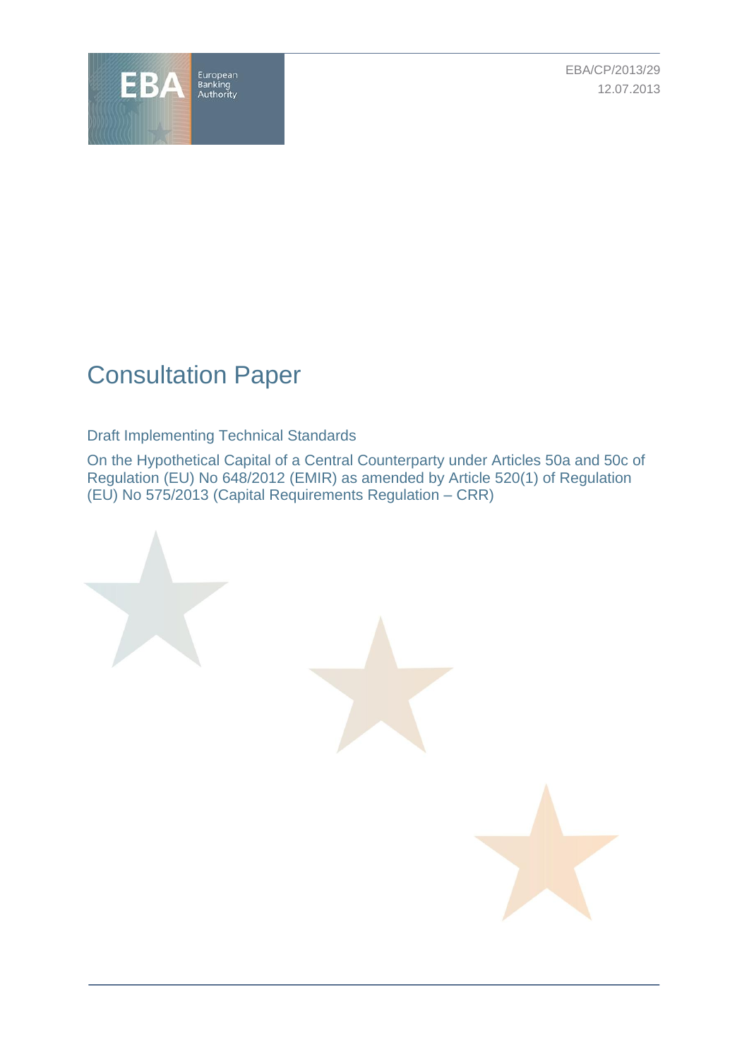EBA/CP/2013/29

12.07.2013

# Consultation Paper

Draft Implementing Technical Standards

On the Hypothetical Capital of a Central Counterparty under Articles 50a and 50c of Regulation (EU) No 648/2012 (EMIR) as amended by Article 520(1) of Regulation (EU) No 575/2013 (Capital Requirements Regulation – CRR)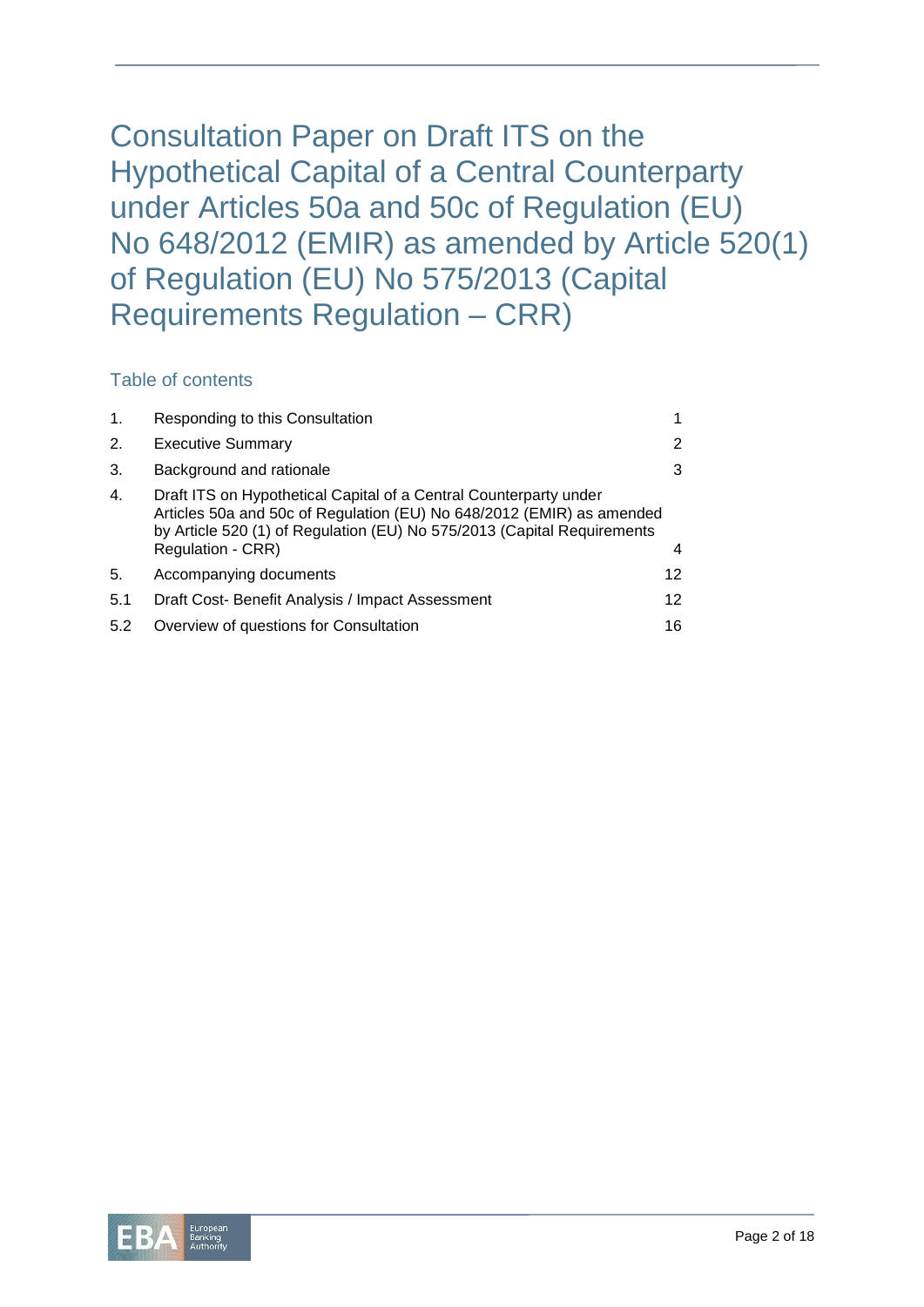# Consultation Paper on Draft ITS on the Hypothetical Capital of a Central Counterparty under Articles 50a and 50c of Regulation (EU) No 648/2012 (EMIR) as amended by Article 520(1) of Regulation (EU) No 575/2013 (Capital Requirements Regulation – CRR)

## Table of contents

| | | |
|---|---|---|
| 1. | Responding to this Consultation | 1 |
| 2. | Executive Summary | 2 |
| 3. | Background and rationale | 3 |
| 4. | Draft ITS on Hypothetical Capital of a Central Counterparty under Articles 50a and 50c of Regulation (EU) No 648/2012 (EMIR) as amended by Article 520 (1) of Regulation (EU) No 575/2013 (Capital Requirements Regulation - CRR) | 4 |
| 5. | Accompanying documents | 12 |
| 5.1 | Draft Cost- Benefit Analysis / Impact Assessment | 12 |
| 5.2 | Overview of questions for Consultation | 16 |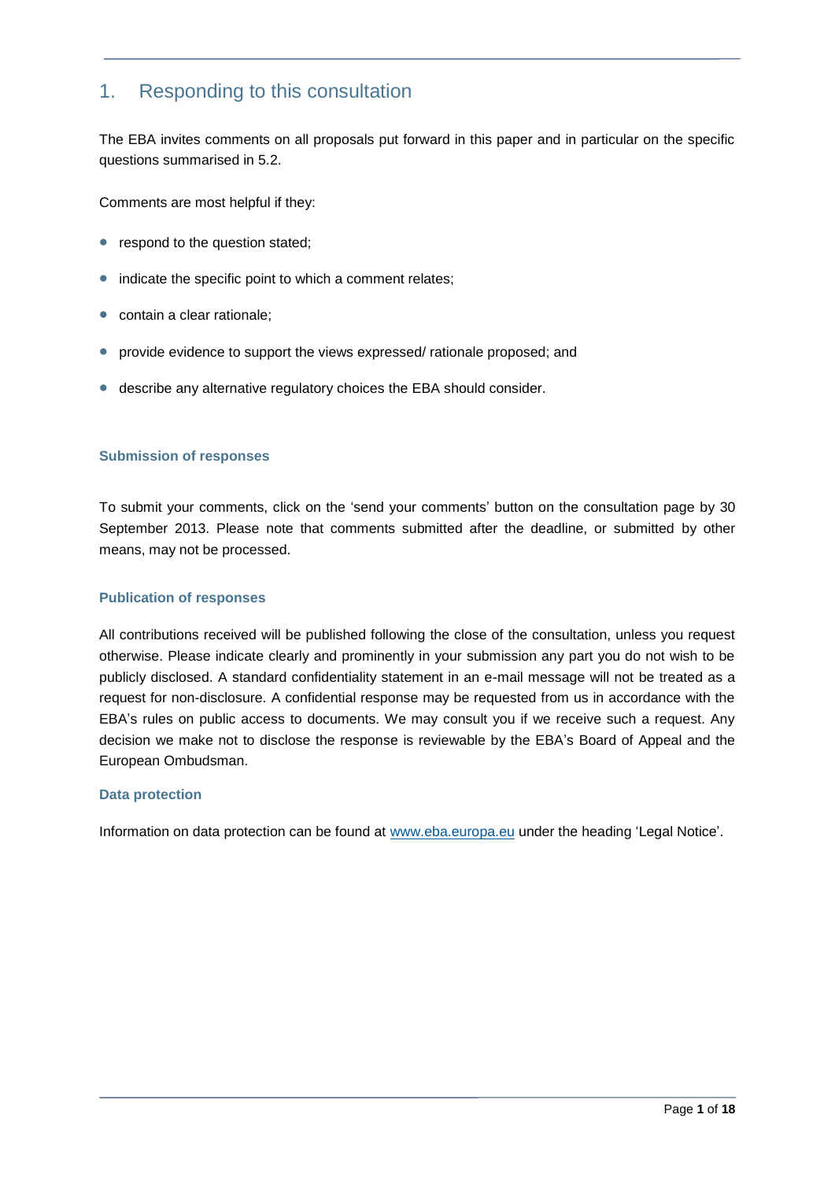# 1. Responding to this consultation

The EBA invites comments on all proposals put forward in this paper and in particular on the specific questions summarised in 5.2.

Comments are most helpful if they:

- respond to the question stated;
- indicate the specific point to which a comment relates;
- contain a clear rationale;
- provide evidence to support the views expressed/ rationale proposed; and
- describe any alternative regulatory choices the EBA should consider.

### Submission of responses

To submit your comments, click on the 'send your comments' button on the consultation page by 30 September 2013. Please note that comments submitted after the deadline, or submitted by other means, may not be processed.

### Publication of responses

All contributions received will be published following the close of the consultation, unless you request otherwise. Please indicate clearly and prominently in your submission any part you do not wish to be publicly disclosed. A standard confidentiality statement in an e-mail message will not be treated as a request for non-disclosure. A confidential response may be requested from us in accordance with the EBA's rules on public access to documents. We may consult you if we receive such a request. Any decision we make not to disclose the response is reviewable by the EBA's Board of Appeal and the European Ombudsman.

### Data protection

Information on data protection can be found at [www.eba.europa.eu](http://www.eba.europa.eu) under the heading 'Legal Notice'.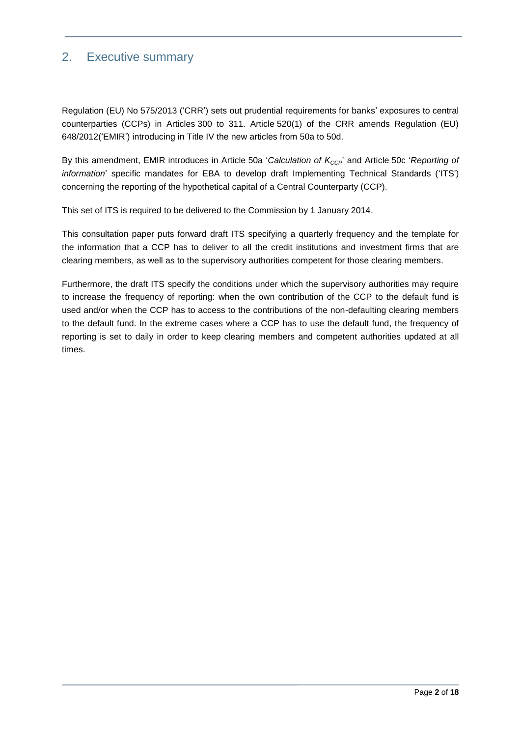## 2. Executive summary

Regulation (EU) No 575/2013 ('CRR') sets out prudential requirements for banks' exposures to central counterparties (CCPs) in Articles 300 to 311. Article 520(1) of the CRR amends Regulation (EU) 648/2012('EMIR') introducing in Title IV the new articles from 50a to 50d.

By this amendment, EMIR introduces in Article 50a '*Calculation of $K_{CCP}$*' and Article 50c '*Reporting of information*' specific mandates for EBA to develop draft Implementing Technical Standards ('ITS') concerning the reporting of the hypothetical capital of a Central Counterparty (CCP).

This set of ITS is required to be delivered to the Commission by 1 January 2014.

This consultation paper puts forward draft ITS specifying a quarterly frequency and the template for the information that a CCP has to deliver to all the credit institutions and investment firms that are clearing members, as well as to the supervisory authorities competent for those clearing members.

Furthermore, the draft ITS specify the conditions under which the supervisory authorities may require to increase the frequency of reporting: when the own contribution of the CCP to the default fund is used and/or when the CCP has to access to the contributions of the non-defaulting clearing members to the default fund. In the extreme cases where a CCP has to use the default fund, the frequency of reporting is set to daily in order to keep clearing members and competent authorities updated at all times.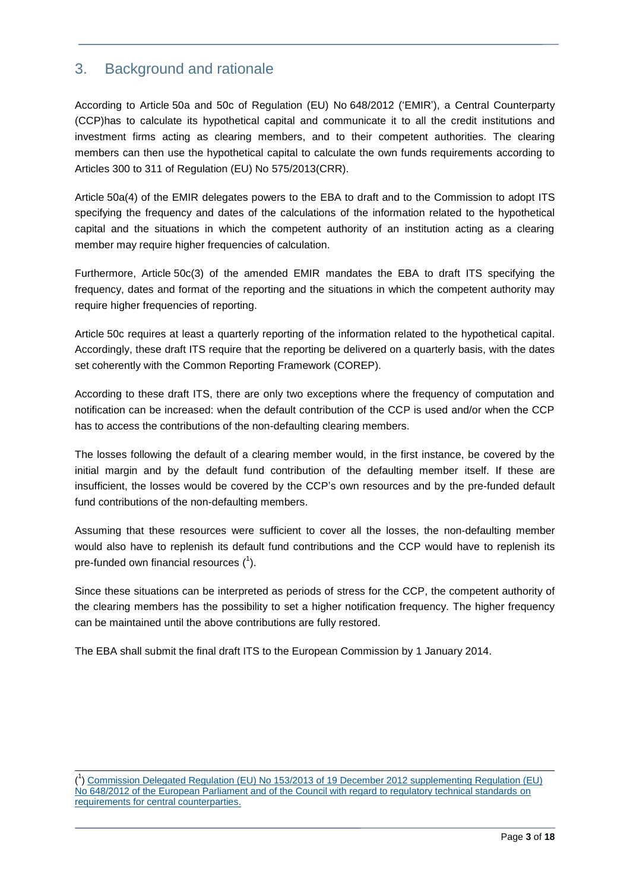## 3. Background and rationale

According to Article 50a and 50c of Regulation (EU) No 648/2012 ('EMIR'), a Central Counterparty (CCP)has to calculate its hypothetical capital and communicate it to all the credit institutions and investment firms acting as clearing members, and to their competent authorities. The clearing members can then use the hypothetical capital to calculate the own funds requirements according to Articles 300 to 311 of Regulation (EU) No 575/2013(CRR).

Article 50a(4) of the EMIR delegates powers to the EBA to draft and to the Commission to adopt ITS specifying the frequency and dates of the calculations of the information related to the hypothetical capital and the situations in which the competent authority of an institution acting as a clearing member may require higher frequencies of calculation.

Furthermore, Article 50c(3) of the amended EMIR mandates the EBA to draft ITS specifying the frequency, dates and format of the reporting and the situations in which the competent authority may require higher frequencies of reporting.

Article 50c requires at least a quarterly reporting of the information related to the hypothetical capital. Accordingly, these draft ITS require that the reporting be delivered on a quarterly basis, with the dates set coherently with the Common Reporting Framework (COREP).

According to these draft ITS, there are only two exceptions where the frequency of computation and notification can be increased: when the default contribution of the CCP is used and/or when the CCP has to access the contributions of the non-defaulting clearing members.

The losses following the default of a clearing member would, in the first instance, be covered by the initial margin and by the default fund contribution of the defaulting member itself. If these are insufficient, the losses would be covered by the CCP's own resources and by the pre-funded default fund contributions of the non-defaulting members.

Assuming that these resources were sufficient to cover all the losses, the non-defaulting member would also have to replenish its default fund contributions and the CCP would have to replenish its pre-funded own financial resources ([1]).

Since these situations can be interpreted as periods of stress for the CCP, the competent authority of the clearing members has the possibility to set a higher notification frequency. The higher frequency can be maintained until the above contributions are fully restored.

The EBA shall submit the final draft ITS to the European Commission by 1 January 2014.

([1]) Commission Delegated Regulation (EU) No 153/2013 of 19 December 2012 supplementing Regulation (EU) No 648/2012 of the European Parliament and of the Council with regard to regulatory technical standards on requirements for central counterparties.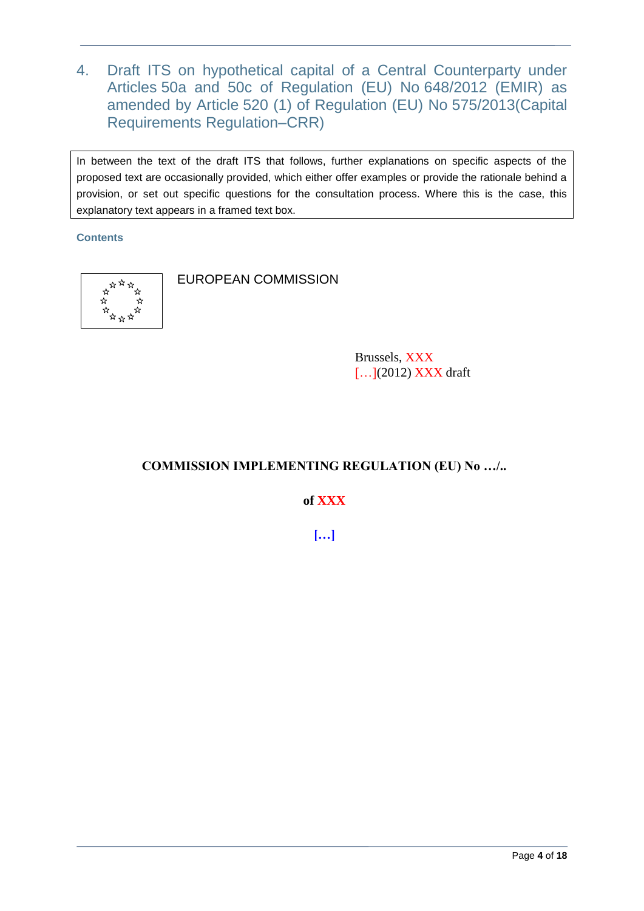# 4. Draft ITS on hypothetical capital of a Central Counterparty under Articles 50a and 50c of Regulation (EU) No 648/2012 (EMIR) as amended by Article 520 (1) of Regulation (EU) No 575/2013(Capital Requirements Regulation–CRR)

| In between the text of the draft ITS that follows, further explanations on specific aspects of the proposed text are occasionally provided, which either offer examples or provide the rationale behind a provision, or set out specific questions for the consultation process. Where this is the case, this explanatory text appears in a framed text box. |
|---|

**Contents**

EUROPEAN COMMISSION

Brussels, XXX
[…](2012) XXX draft

**COMMISSION IMPLEMENTING REGULATION (EU) No …/..**

**of XXX**

**[…]**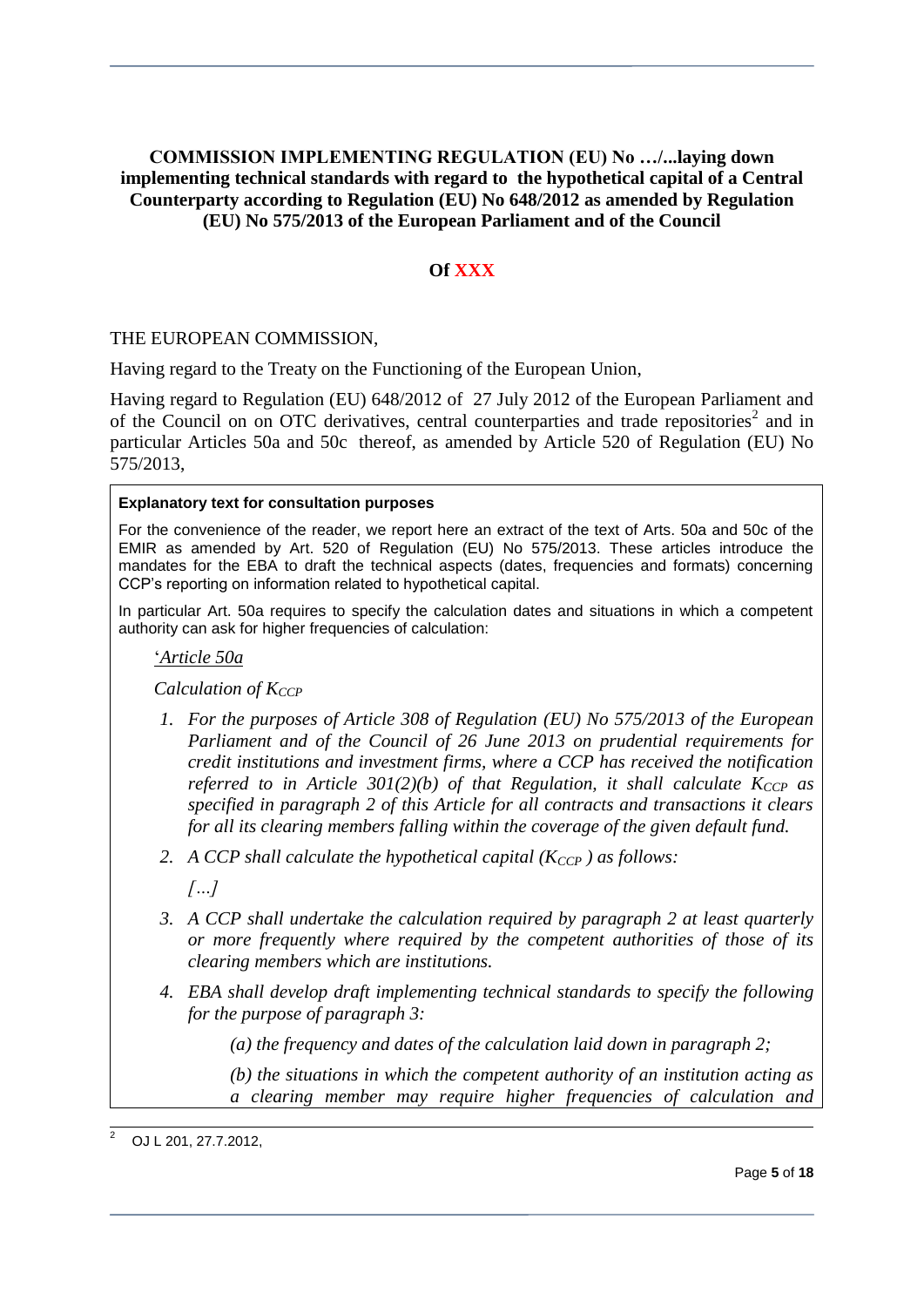**COMMISSION IMPLEMENTING REGULATION (EU) No …/...laying down implementing technical standards with regard to the hypothetical capital of a Central Counterparty according to Regulation (EU) No 648/2012 as amended by Regulation (EU) No 575/2013 of the European Parliament and of the Council**

**Of XXX**

THE EUROPEAN COMMISSION,

Having regard to the Treaty on the Functioning of the European Union,

Having regard to Regulation (EU) 648/2012 of 27 July 2012 of the European Parliament and of the Council on on OTC derivatives, central counterparties and trade repositories[2] and in particular Articles 50a and 50c thereof, as amended by Article 520 of Regulation (EU) No 575/2013,

**Explanatory text for consultation purposes**

For the convenience of the reader, we report here an extract of the text of Arts. 50a and 50c of the EMIR as amended by Art. 520 of Regulation (EU) No 575/2013. These articles introduce the mandates for the EBA to draft the technical aspects (dates, frequencies and formats) concerning CCP's reporting on information related to hypothetical capital.

In particular Art. 50a requires to specify the calculation dates and situations in which a competent authority can ask for higher frequencies of calculation:

'*Article 50a*

*Calculation of $K_{CCP}$*

1. *For the purposes of Article 308 of Regulation (EU) No 575/2013 of the European Parliament and of the Council of 26 June 2013 on prudential requirements for credit institutions and investment firms, where a CCP has received the notification referred to in Article 301(2)(b) of that Regulation, it shall calculate $K_{CCP}$ as specified in paragraph 2 of this Article for all contracts and transactions it clears for all its clearing members falling within the coverage of the given default fund.*
2. *A CCP shall calculate the hypothetical capital ($K_{CCP}$ ) as follows:*

   *[…]*
3. *A CCP shall undertake the calculation required by paragraph 2 at least quarterly or more frequently where required by the competent authorities of those of its clearing members which are institutions.*
4. *EBA shall develop draft implementing technical standards to specify the following for the purpose of paragraph 3:*

   *(a) the frequency and dates of the calculation laid down in paragraph 2;*

   *(b) the situations in which the competent authority of an institution acting as a clearing member may require higher frequencies of calculation and*

[2] OJ L 201, 27.7.2012,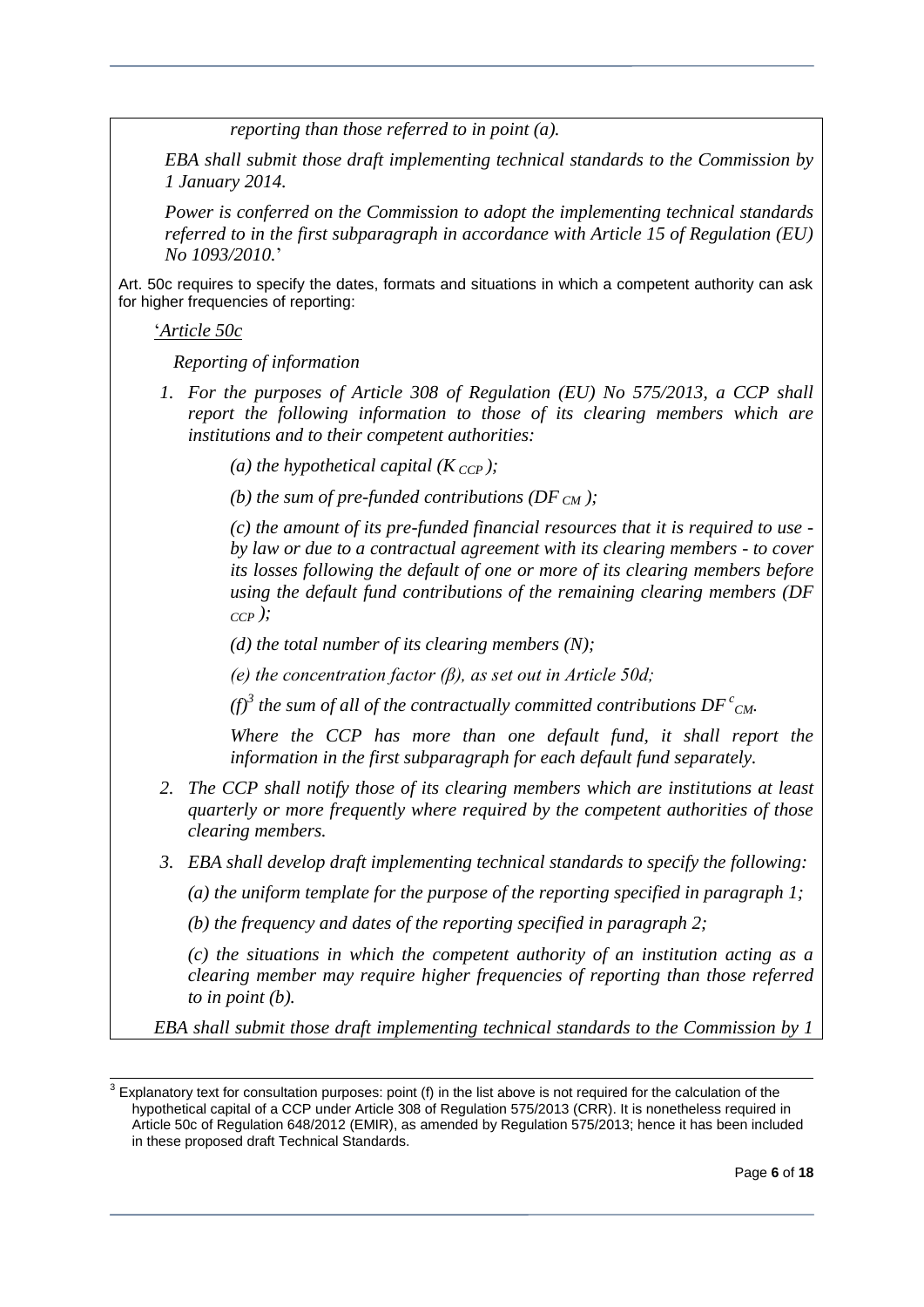*reporting than those referred to in point (a).*

*EBA shall submit those draft implementing technical standards to the Commission by 1 January 2014.*

*Power is conferred on the Commission to adopt the implementing technical standards referred to in the first subparagraph in accordance with Article 15 of Regulation (EU) No 1093/2010.*'

Art. 50c requires to specify the dates, formats and situations in which a competent authority can ask for higher frequencies of reporting:

'*Article 50c*

*Reporting of information*

1. *For the purposes of Article 308 of Regulation (EU) No 575/2013, a CCP shall report the following information to those of its clearing members which are institutions and to their competent authorities:*

   *(a) the hypothetical capital ($K_{CCP}$);*

   *(b) the sum of pre-funded contributions ($DF_{CM}$);*

   *(c) the amount of its pre-funded financial resources that it is required to use - by law or due to a contractual agreement with its clearing members - to cover its losses following the default of one or more of its clearing members before using the default fund contributions of the remaining clearing members ($DF_{CCP}$);*

   *(d) the total number of its clearing members (N);*

   *(e) the concentration factor (β), as set out in Article 50d;*

   *(f)[3] the sum of all of the contractually committed contributions $DF^{c}_{CM}$.*

   *Where the CCP has more than one default fund, it shall report the information in the first subparagraph for each default fund separately.*

2. *The CCP shall notify those of its clearing members which are institutions at least quarterly or more frequently where required by the competent authorities of those clearing members.*

3. *EBA shall develop draft implementing technical standards to specify the following:*

   *(a) the uniform template for the purpose of the reporting specified in paragraph 1;*

   *(b) the frequency and dates of the reporting specified in paragraph 2;*

   *(c) the situations in which the competent authority of an institution acting as a clearing member may require higher frequencies of reporting than those referred to in point (b).*

*EBA shall submit those draft implementing technical standards to the Commission by 1*

---

[3] Explanatory text for consultation purposes: point (f) in the list above is not required for the calculation of the hypothetical capital of a CCP under Article 308 of Regulation 575/2013 (CRR). It is nonetheless required in Article 50c of Regulation 648/2012 (EMIR), as amended by Regulation 575/2013; hence it has been included in these proposed draft Technical Standards.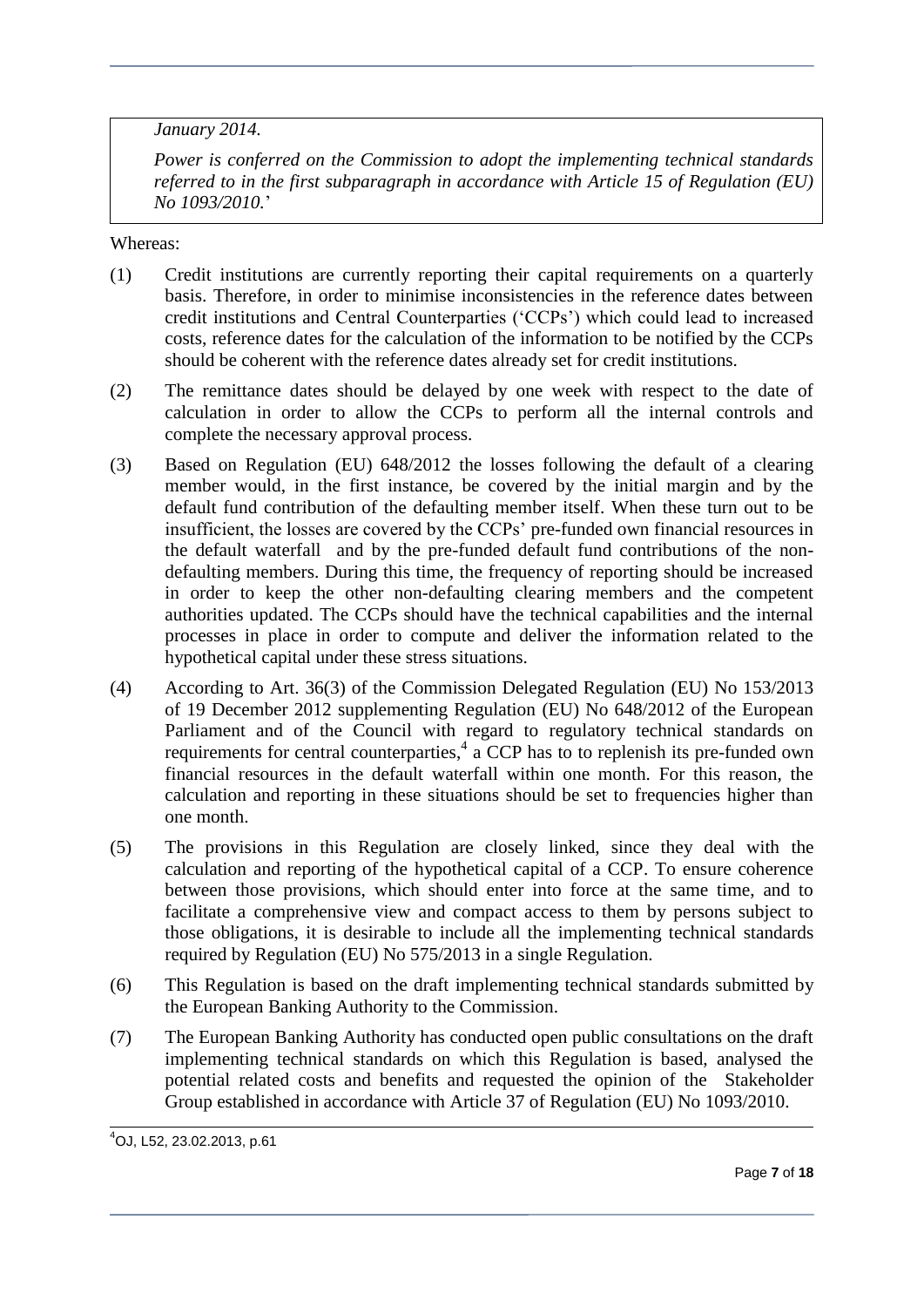*January 2014.*

*Power is conferred on the Commission to adopt the implementing technical standards referred to in the first subparagraph in accordance with Article 15 of Regulation (EU) No 1093/2010.*'

Whereas:

(1) Credit institutions are currently reporting their capital requirements on a quarterly basis. Therefore, in order to minimise inconsistencies in the reference dates between credit institutions and Central Counterparties ('CCPs') which could lead to increased costs, reference dates for the calculation of the information to be notified by the CCPs should be coherent with the reference dates already set for credit institutions.

(2) The remittance dates should be delayed by one week with respect to the date of calculation in order to allow the CCPs to perform all the internal controls and complete the necessary approval process.

(3) Based on Regulation (EU) 648/2012 the losses following the default of a clearing member would, in the first instance, be covered by the initial margin and by the default fund contribution of the defaulting member itself. When these turn out to be insufficient, the losses are covered by the CCPs' pre-funded own financial resources in the default waterfall and by the pre-funded default fund contributions of the non-defaulting members. During this time, the frequency of reporting should be increased in order to keep the other non-defaulting clearing members and the competent authorities updated. The CCPs should have the technical capabilities and the internal processes in place in order to compute and deliver the information related to the hypothetical capital under these stress situations.

(4) According to Art. 36(3) of the Commission Delegated Regulation (EU) No 153/2013 of 19 December 2012 supplementing Regulation (EU) No 648/2012 of the European Parliament and of the Council with regard to regulatory technical standards on requirements for central counterparties,[4] a CCP has to to replenish its pre-funded own financial resources in the default waterfall within one month. For this reason, the calculation and reporting in these situations should be set to frequencies higher than one month.

(5) The provisions in this Regulation are closely linked, since they deal with the calculation and reporting of the hypothetical capital of a CCP. To ensure coherence between those provisions, which should enter into force at the same time, and to facilitate a comprehensive view and compact access to them by persons subject to those obligations, it is desirable to include all the implementing technical standards required by Regulation (EU) No 575/2013 in a single Regulation.

(6) This Regulation is based on the draft implementing technical standards submitted by the European Banking Authority to the Commission.

(7) The European Banking Authority has conducted open public consultations on the draft implementing technical standards on which this Regulation is based, analysed the potential related costs and benefits and requested the opinion of the Stakeholder Group established in accordance with Article 37 of Regulation (EU) No 1093/2010.

[4] OJ, L52, 23.02.2013, p.61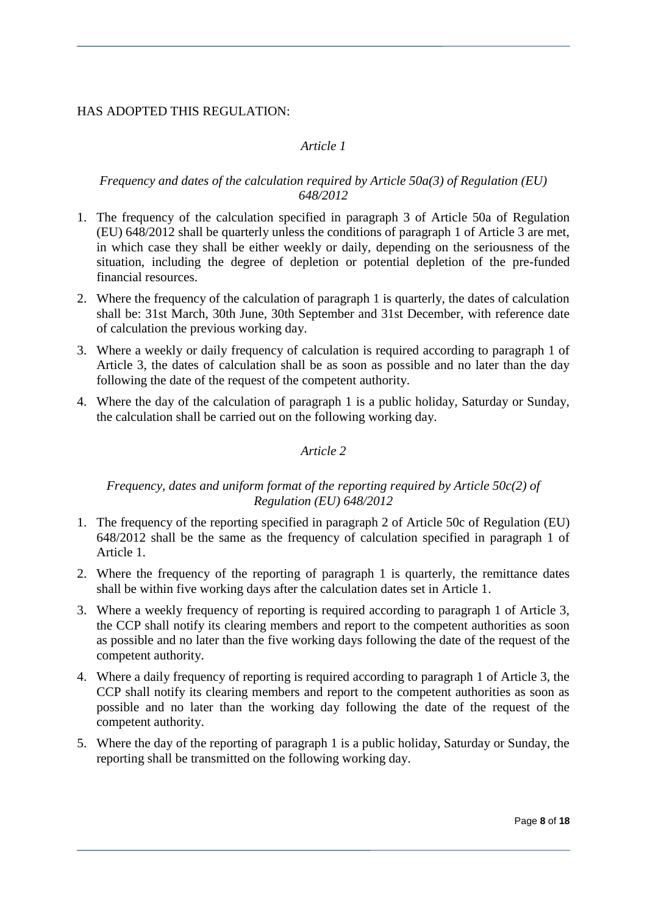HAS ADOPTED THIS REGULATION:

*Article 1*

*Frequency and dates of the calculation required by Article 50a(3) of Regulation (EU) 648/2012*

1. The frequency of the calculation specified in paragraph 3 of Article 50a of Regulation (EU) 648/2012 shall be quarterly unless the conditions of paragraph 1 of Article 3 are met, in which case they shall be either weekly or daily, depending on the seriousness of the situation, including the degree of depletion or potential depletion of the pre-funded financial resources.
2. Where the frequency of the calculation of paragraph 1 is quarterly, the dates of calculation shall be: 31st March, 30th June, 30th September and 31st December, with reference date of calculation the previous working day.
3. Where a weekly or daily frequency of calculation is required according to paragraph 1 of Article 3, the dates of calculation shall be as soon as possible and no later than the day following the date of the request of the competent authority.
4. Where the day of the calculation of paragraph 1 is a public holiday, Saturday or Sunday, the calculation shall be carried out on the following working day.

*Article 2*

*Frequency, dates and uniform format of the reporting required by Article 50c(2) of Regulation (EU) 648/2012*

1. The frequency of the reporting specified in paragraph 2 of Article 50c of Regulation (EU) 648/2012 shall be the same as the frequency of calculation specified in paragraph 1 of Article 1.
2. Where the frequency of the reporting of paragraph 1 is quarterly, the remittance dates shall be within five working days after the calculation dates set in Article 1.
3. Where a weekly frequency of reporting is required according to paragraph 1 of Article 3, the CCP shall notify its clearing members and report to the competent authorities as soon as possible and no later than the five working days following the date of the request of the competent authority.
4. Where a daily frequency of reporting is required according to paragraph 1 of Article 3, the CCP shall notify its clearing members and report to the competent authorities as soon as possible and no later than the working day following the date of the request of the competent authority.
5. Where the day of the reporting of paragraph 1 is a public holiday, Saturday or Sunday, the reporting shall be transmitted on the following working day.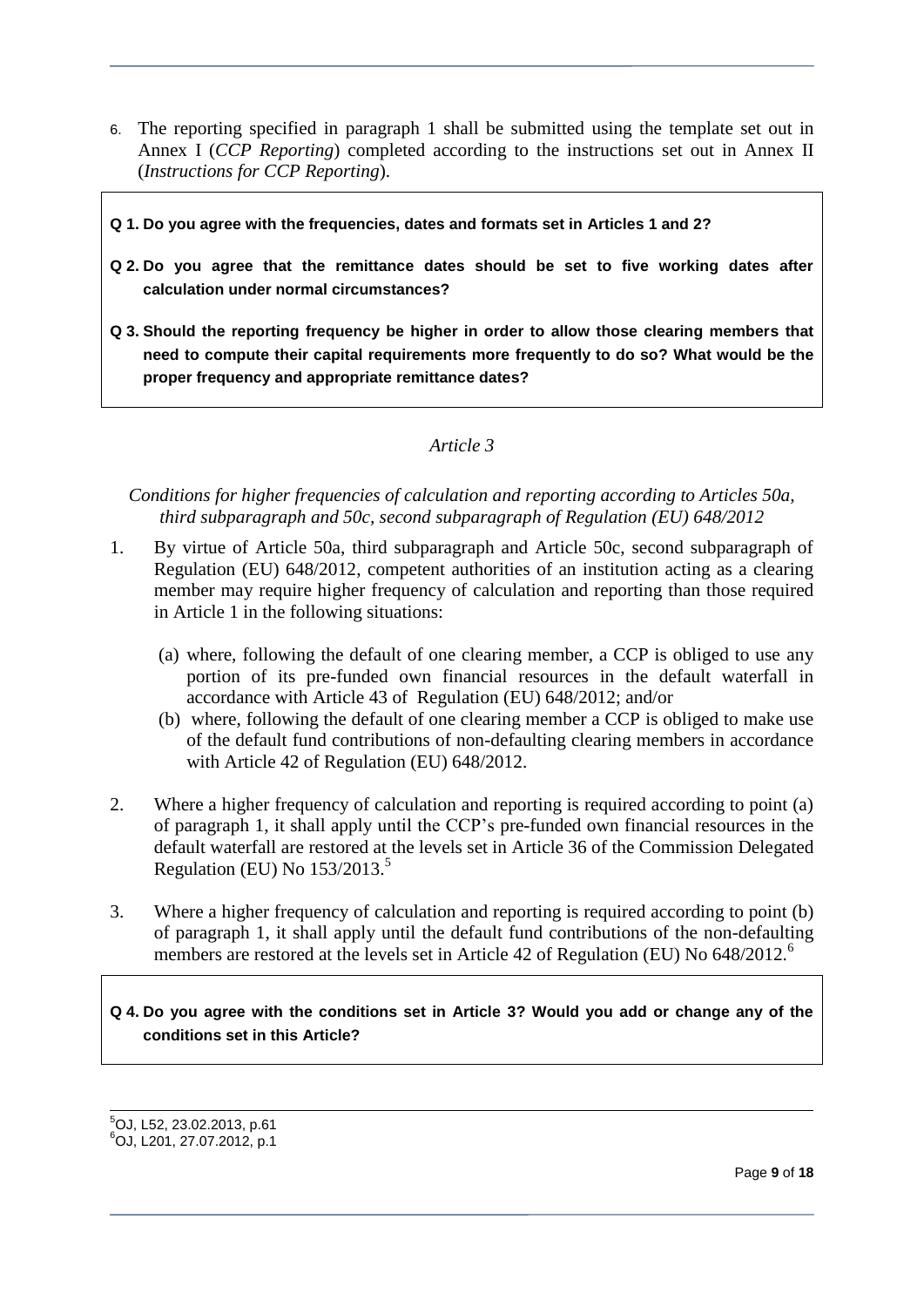6. The reporting specified in paragraph 1 shall be submitted using the template set out in Annex I (*CCP Reporting*) completed according to the instructions set out in Annex II (*Instructions for CCP Reporting*).

**Q 1. Do you agree with the frequencies, dates and formats set in Articles 1 and 2?**

**Q 2. Do you agree that the remittance dates should be set to five working dates after calculation under normal circumstances?**

**Q 3. Should the reporting frequency be higher in order to allow those clearing members that need to compute their capital requirements more frequently to do so? What would be the proper frequency and appropriate remittance dates?**

*Article 3*

*Conditions for higher frequencies of calculation and reporting according to Articles 50a, third subparagraph and 50c, second subparagraph of Regulation (EU) 648/2012*

1. By virtue of Article 50a, third subparagraph and Article 50c, second subparagraph of Regulation (EU) 648/2012, competent authorities of an institution acting as a clearing member may require higher frequency of calculation and reporting than those required in Article 1 in the following situations:

   (a) where, following the default of one clearing member, a CCP is obliged to use any portion of its pre-funded own financial resources in the default waterfall in accordance with Article 43 of Regulation (EU) 648/2012; and/or

   (b) where, following the default of one clearing member a CCP is obliged to make use of the default fund contributions of non-defaulting clearing members in accordance with Article 42 of Regulation (EU) 648/2012.

2. Where a higher frequency of calculation and reporting is required according to point (a) of paragraph 1, it shall apply until the CCP's pre-funded own financial resources in the default waterfall are restored at the levels set in Article 36 of the Commission Delegated Regulation (EU) No 153/2013.[5]

3. Where a higher frequency of calculation and reporting is required according to point (b) of paragraph 1, it shall apply until the default fund contributions of the non-defaulting members are restored at the levels set in Article 42 of Regulation (EU) No 648/2012.[6]

**Q 4. Do you agree with the conditions set in Article 3? Would you add or change any of the conditions set in this Article?**

[5] OJ, L52, 23.02.2013, p.61

[6] OJ, L201, 27.07.2012, p.1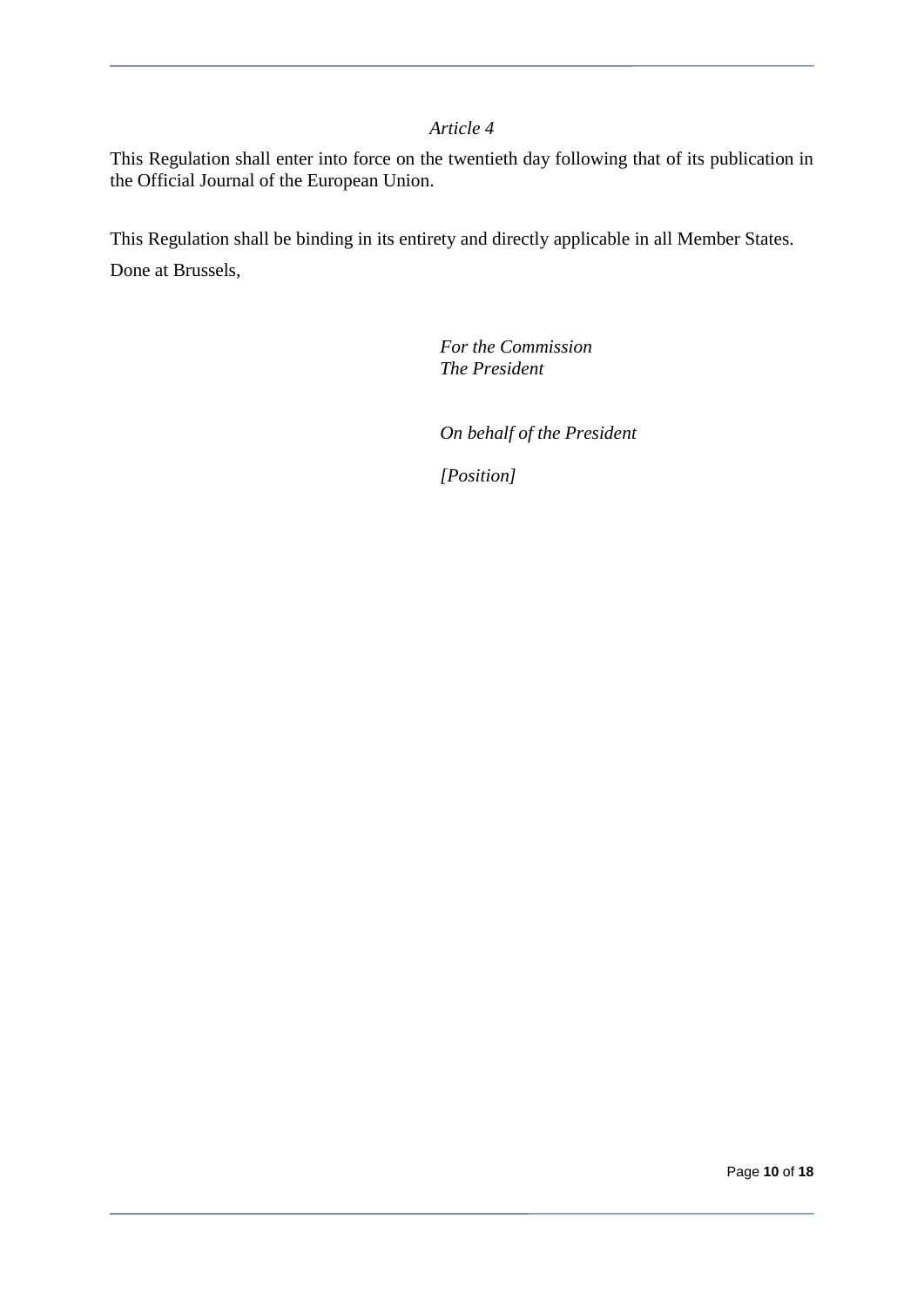*Article 4*

This Regulation shall enter into force on the twentieth day following that of its publication in the Official Journal of the European Union.

This Regulation shall be binding in its entirety and directly applicable in all Member States.

Done at Brussels,

*For the Commission*
*The President*

*On behalf of the President*

*[Position]*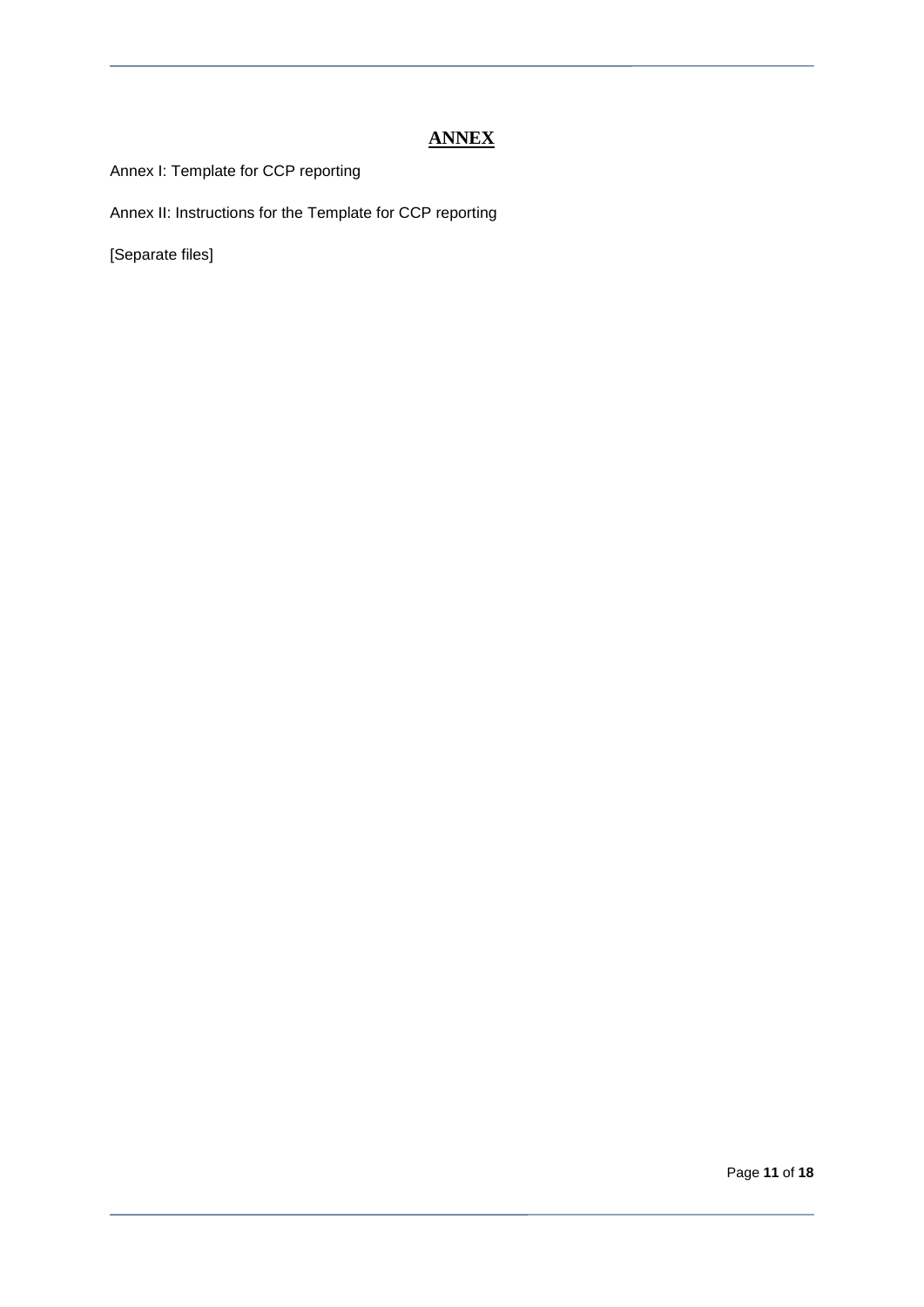# ANNEX

Annex I: Template for CCP reporting

Annex II: Instructions for the Template for CCP reporting

[Separate files]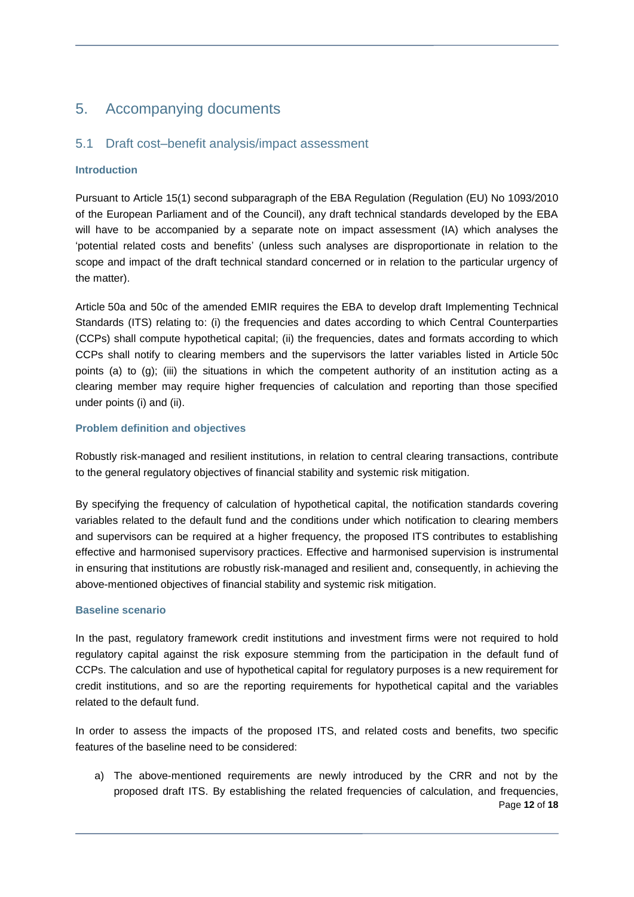# 5. Accompanying documents

## 5.1 Draft cost–benefit analysis/impact assessment

### Introduction

Pursuant to Article 15(1) second subparagraph of the EBA Regulation (Regulation (EU) No 1093/2010 of the European Parliament and of the Council), any draft technical standards developed by the EBA will have to be accompanied by a separate note on impact assessment (IA) which analyses the 'potential related costs and benefits' (unless such analyses are disproportionate in relation to the scope and impact of the draft technical standard concerned or in relation to the particular urgency of the matter).

Article 50a and 50c of the amended EMIR requires the EBA to develop draft Implementing Technical Standards (ITS) relating to: (i) the frequencies and dates according to which Central Counterparties (CCPs) shall compute hypothetical capital; (ii) the frequencies, dates and formats according to which CCPs shall notify to clearing members and the supervisors the latter variables listed in Article 50c points (a) to (g); (iii) the situations in which the competent authority of an institution acting as a clearing member may require higher frequencies of calculation and reporting than those specified under points (i) and (ii).

### Problem definition and objectives

Robustly risk-managed and resilient institutions, in relation to central clearing transactions, contribute to the general regulatory objectives of financial stability and systemic risk mitigation.

By specifying the frequency of calculation of hypothetical capital, the notification standards covering variables related to the default fund and the conditions under which notification to clearing members and supervisors can be required at a higher frequency, the proposed ITS contributes to establishing effective and harmonised supervisory practices. Effective and harmonised supervision is instrumental in ensuring that institutions are robustly risk-managed and resilient and, consequently, in achieving the above-mentioned objectives of financial stability and systemic risk mitigation.

### Baseline scenario

In the past, regulatory framework credit institutions and investment firms were not required to hold regulatory capital against the risk exposure stemming from the participation in the default fund of CCPs. The calculation and use of hypothetical capital for regulatory purposes is a new requirement for credit institutions, and so are the reporting requirements for hypothetical capital and the variables related to the default fund.

In order to assess the impacts of the proposed ITS, and related costs and benefits, two specific features of the baseline need to be considered:

a) The above-mentioned requirements are newly introduced by the CRR and not by the proposed draft ITS. By establishing the related frequencies of calculation, and frequencies,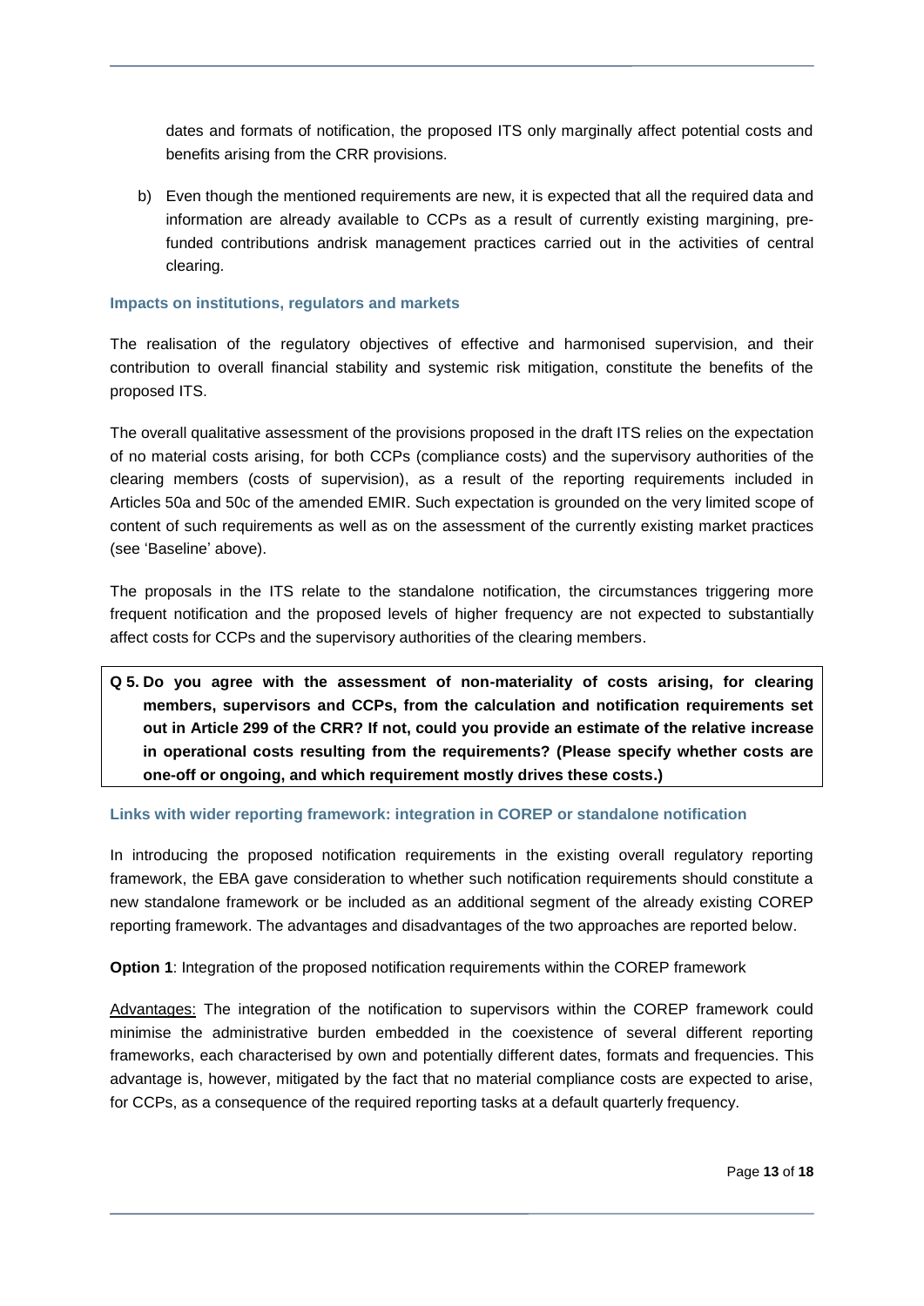dates and formats of notification, the proposed ITS only marginally affect potential costs and benefits arising from the CRR provisions.

b) Even though the mentioned requirements are new, it is expected that all the required data and information are already available to CCPs as a result of currently existing margining, pre-funded contributions andrisk management practices carried out in the activities of central clearing.

### Impacts on institutions, regulators and markets

The realisation of the regulatory objectives of effective and harmonised supervision, and their contribution to overall financial stability and systemic risk mitigation, constitute the benefits of the proposed ITS.

The overall qualitative assessment of the provisions proposed in the draft ITS relies on the expectation of no material costs arising, for both CCPs (compliance costs) and the supervisory authorities of the clearing members (costs of supervision), as a result of the reporting requirements included in Articles 50a and 50c of the amended EMIR. Such expectation is grounded on the very limited scope of content of such requirements as well as on the assessment of the currently existing market practices (see 'Baseline' above).

The proposals in the ITS relate to the standalone notification, the circumstances triggering more frequent notification and the proposed levels of higher frequency are not expected to substantially affect costs for CCPs and the supervisory authorities of the clearing members.

**Q 5. Do you agree with the assessment of non-materiality of costs arising, for clearing members, supervisors and CCPs, from the calculation and notification requirements set out in Article 299 of the CRR? If not, could you provide an estimate of the relative increase in operational costs resulting from the requirements? (Please specify whether costs are one-off or ongoing, and which requirement mostly drives these costs.)**

### Links with wider reporting framework: integration in COREP or standalone notification

In introducing the proposed notification requirements in the existing overall regulatory reporting framework, the EBA gave consideration to whether such notification requirements should constitute a new standalone framework or be included as an additional segment of the already existing COREP reporting framework. The advantages and disadvantages of the two approaches are reported below.

**Option 1**: Integration of the proposed notification requirements within the COREP framework

Advantages: The integration of the notification to supervisors within the COREP framework could minimise the administrative burden embedded in the coexistence of several different reporting frameworks, each characterised by own and potentially different dates, formats and frequencies. This advantage is, however, mitigated by the fact that no material compliance costs are expected to arise, for CCPs, as a consequence of the required reporting tasks at a default quarterly frequency.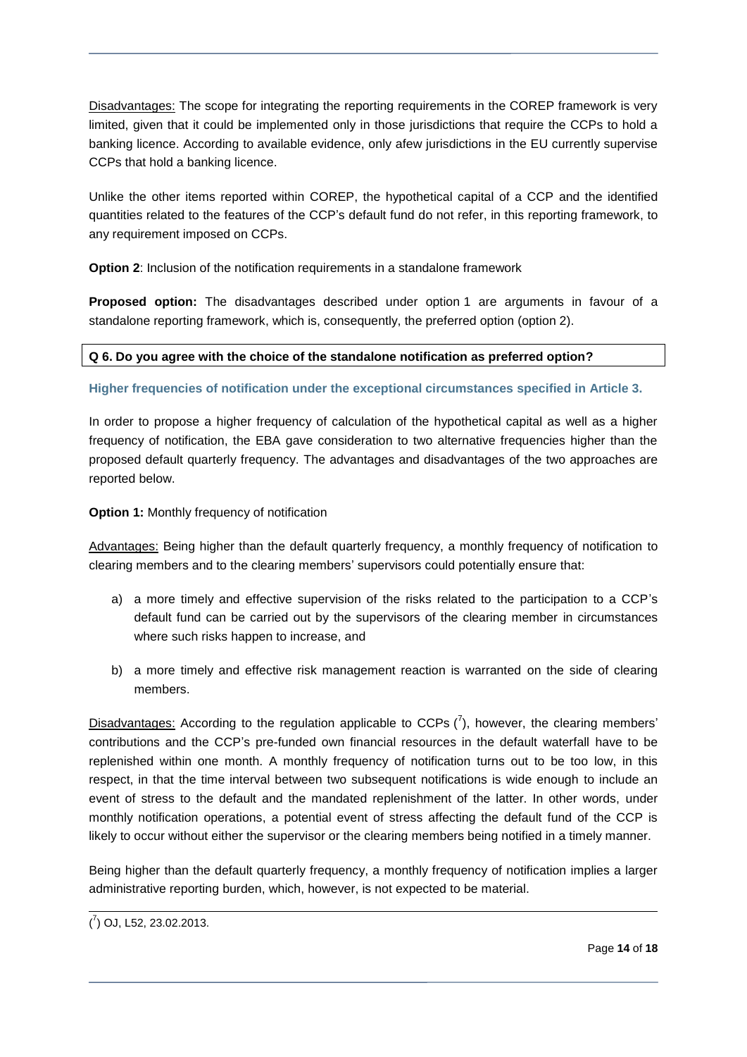Disadvantages: The scope for integrating the reporting requirements in the COREP framework is very limited, given that it could be implemented only in those jurisdictions that require the CCPs to hold a banking licence. According to available evidence, only afew jurisdictions in the EU currently supervise CCPs that hold a banking licence.

Unlike the other items reported within COREP, the hypothetical capital of a CCP and the identified quantities related to the features of the CCP's default fund do not refer, in this reporting framework, to any requirement imposed on CCPs.

**Option 2**: Inclusion of the notification requirements in a standalone framework

**Proposed option:** The disadvantages described under option 1 are arguments in favour of a standalone reporting framework, which is, consequently, the preferred option (option 2).

**Q 6. Do you agree with the choice of the standalone notification as preferred option?**

### Higher frequencies of notification under the exceptional circumstances specified in Article 3.

In order to propose a higher frequency of calculation of the hypothetical capital as well as a higher frequency of notification, the EBA gave consideration to two alternative frequencies higher than the proposed default quarterly frequency. The advantages and disadvantages of the two approaches are reported below.

**Option 1:** Monthly frequency of notification

Advantages: Being higher than the default quarterly frequency, a monthly frequency of notification to clearing members and to the clearing members' supervisors could potentially ensure that:

a) a more timely and effective supervision of the risks related to the participation to a CCP's default fund can be carried out by the supervisors of the clearing member in circumstances where such risks happen to increase, and

b) a more timely and effective risk management reaction is warranted on the side of clearing members.

Disadvantages: According to the regulation applicable to CCPs ([7]), however, the clearing members' contributions and the CCP's pre-funded own financial resources in the default waterfall have to be replenished within one month. A monthly frequency of notification turns out to be too low, in this respect, in that the time interval between two subsequent notifications is wide enough to include an event of stress to the default and the mandated replenishment of the latter. In other words, under monthly notification operations, a potential event of stress affecting the default fund of the CCP is likely to occur without either the supervisor or the clearing members being notified in a timely manner.

Being higher than the default quarterly frequency, a monthly frequency of notification implies a larger administrative reporting burden, which, however, is not expected to be material.

([7]) OJ, L52, 23.02.2013.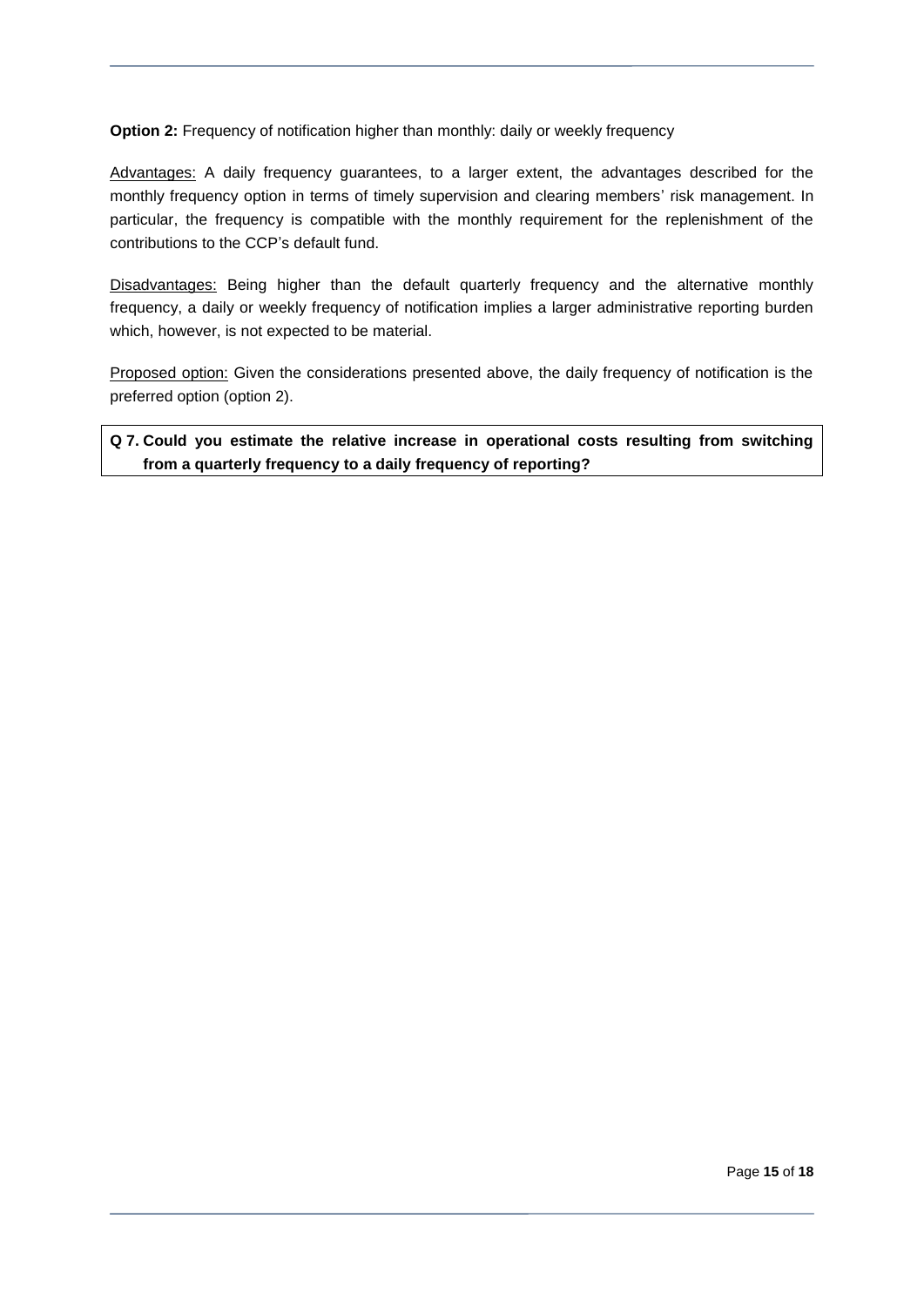**Option 2:** Frequency of notification higher than monthly: daily or weekly frequency

Advantages: A daily frequency guarantees, to a larger extent, the advantages described for the monthly frequency option in terms of timely supervision and clearing members' risk management. In particular, the frequency is compatible with the monthly requirement for the replenishment of the contributions to the CCP's default fund.

Disadvantages: Being higher than the default quarterly frequency and the alternative monthly frequency, a daily or weekly frequency of notification implies a larger administrative reporting burden which, however, is not expected to be material.

Proposed option: Given the considerations presented above, the daily frequency of notification is the preferred option (option 2).

**Q 7. Could you estimate the relative increase in operational costs resulting from switching from a quarterly frequency to a daily frequency of reporting?**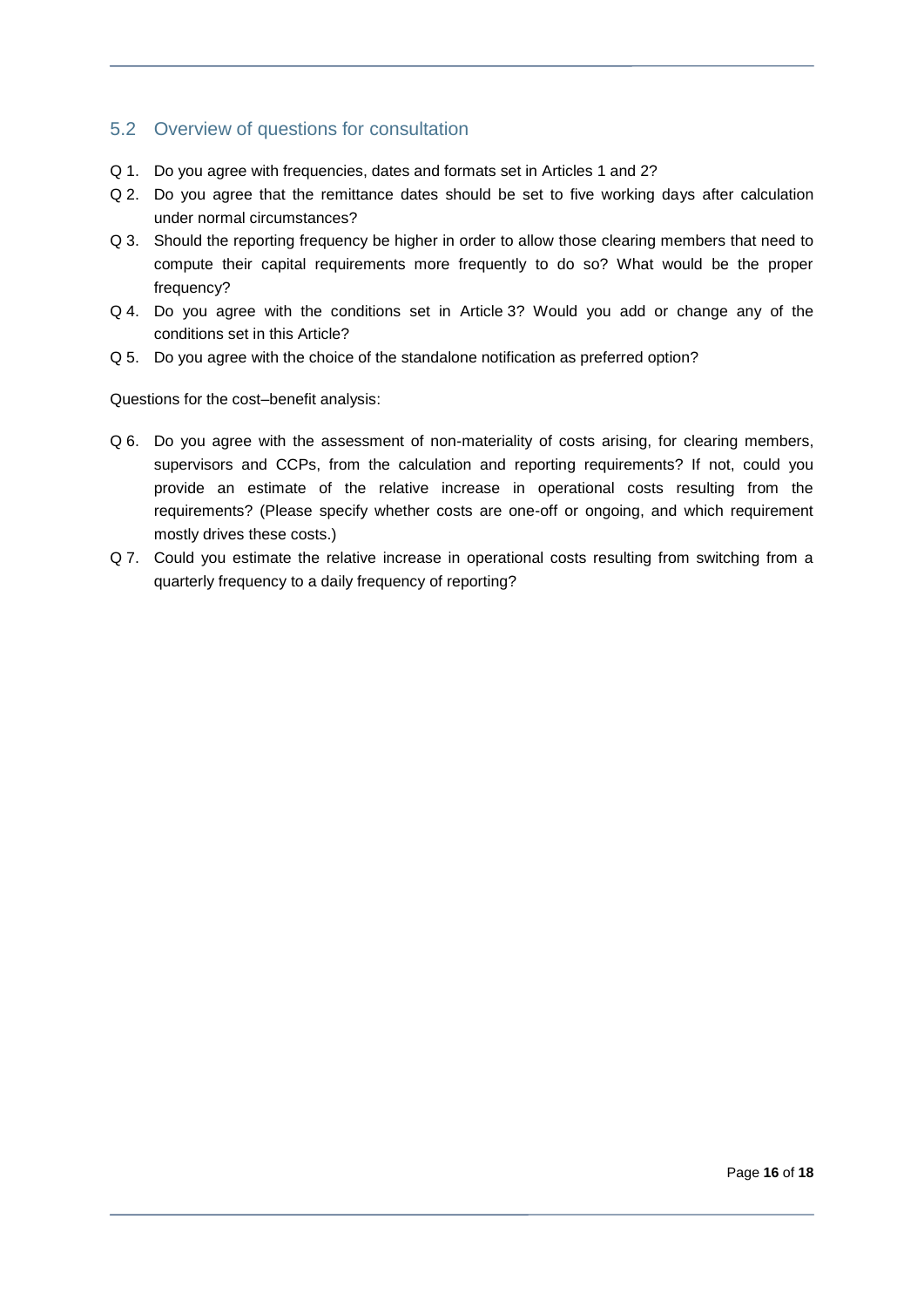## 5.2 Overview of questions for consultation

Q 1. Do you agree with frequencies, dates and formats set in Articles 1 and 2?

Q 2. Do you agree that the remittance dates should be set to five working days after calculation under normal circumstances?

Q 3. Should the reporting frequency be higher in order to allow those clearing members that need to compute their capital requirements more frequently to do so? What would be the proper frequency?

Q 4. Do you agree with the conditions set in Article 3? Would you add or change any of the conditions set in this Article?

Q 5. Do you agree with the choice of the standalone notification as preferred option?

Questions for the cost–benefit analysis:

Q 6. Do you agree with the assessment of non-materiality of costs arising, for clearing members, supervisors and CCPs, from the calculation and reporting requirements? If not, could you provide an estimate of the relative increase in operational costs resulting from the requirements? (Please specify whether costs are one-off or ongoing, and which requirement mostly drives these costs.)

Q 7. Could you estimate the relative increase in operational costs resulting from switching from a quarterly frequency to a daily frequency of reporting?